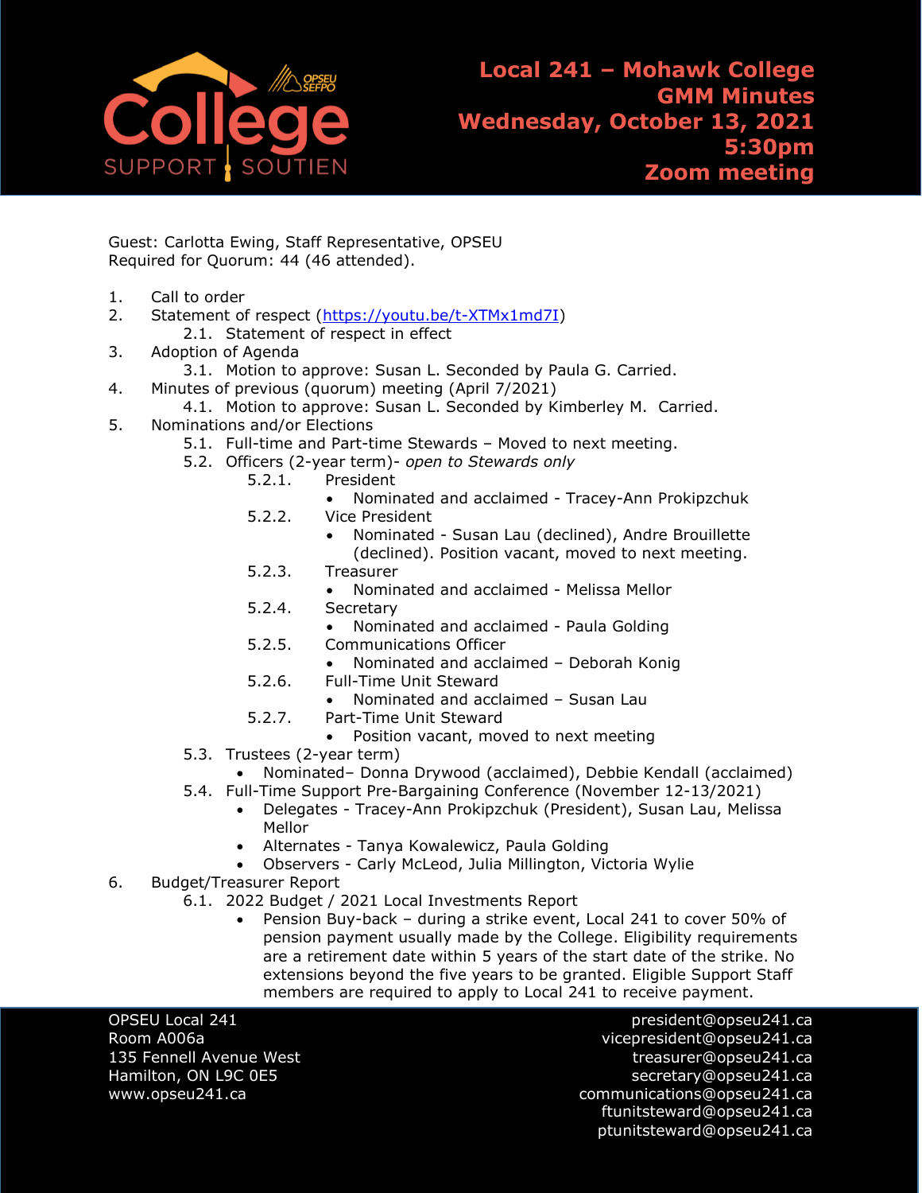# Local 241 – Mohawk College
## GMM Minutes
## Wednesday, October 13, 2021
## 5:30pm
## Zoom meeting

Guest: Carlotta Ewing, Staff Representative, OPSEU
Required for Quorum: 44 (46 attended).

1. Call to order
2. Statement of respect (https://youtu.be/t-XTMx1md7I)
   - 2.1. Statement of respect in effect
3. Adoption of Agenda
   - 3.1. Motion to approve: Susan L. Seconded by Paula G. Carried.
4. Minutes of previous (quorum) meeting (April 7/2021)
   - 4.1. Motion to approve: Susan L. Seconded by Kimberley M. Carried.
5. Nominations and/or Elections
   - 5.1. Full-time and Part-time Stewards – Moved to next meeting.
   - 5.2. Officers (2-year term)- *open to Stewards only*
     - 5.2.1. President
       - Nominated and acclaimed - Tracey-Ann Prokipzchuk
     - 5.2.2. Vice President
       - Nominated - Susan Lau (declined), Andre Brouillette (declined). Position vacant, moved to next meeting.
     - 5.2.3. Treasurer
       - Nominated and acclaimed - Melissa Mellor
     - 5.2.4. Secretary
       - Nominated and acclaimed - Paula Golding
     - 5.2.5. Communications Officer
       - Nominated and acclaimed – Deborah Konig
     - 5.2.6. Full-Time Unit Steward
       - Nominated and acclaimed – Susan Lau
     - 5.2.7. Part-Time Unit Steward
       - Position vacant, moved to next meeting
   - 5.3. Trustees (2-year term)
     - Nominated– Donna Drywood (acclaimed), Debbie Kendall (acclaimed)
   - 5.4. Full-Time Support Pre-Bargaining Conference (November 12-13/2021)
     - Delegates - Tracey-Ann Prokipzchuk (President), Susan Lau, Melissa Mellor
     - Alternates - Tanya Kowalewicz, Paula Golding
     - Observers - Carly McLeod, Julia Millington, Victoria Wylie
6. Budget/Treasurer Report
   - 6.1. 2022 Budget / 2021 Local Investments Report
     - Pension Buy-back – during a strike event, Local 241 to cover 50% of pension payment usually made by the College. Eligibility requirements are a retirement date within 5 years of the start date of the strike. No extensions beyond the five years to be granted. Eligible Support Staff members are required to apply to Local 241 to receive payment.

OPSEU Local 241
Room A006a
135 Fennell Avenue West
Hamilton, ON L9C 0E5
www.opseu241.ca

president@opseu241.ca
vicepresident@opseu241.ca
treasurer@opseu241.ca
secretary@opseu241.ca
communications@opseu241.ca
ftunitsteward@opseu241.ca
ptunitsteward@opseu241.ca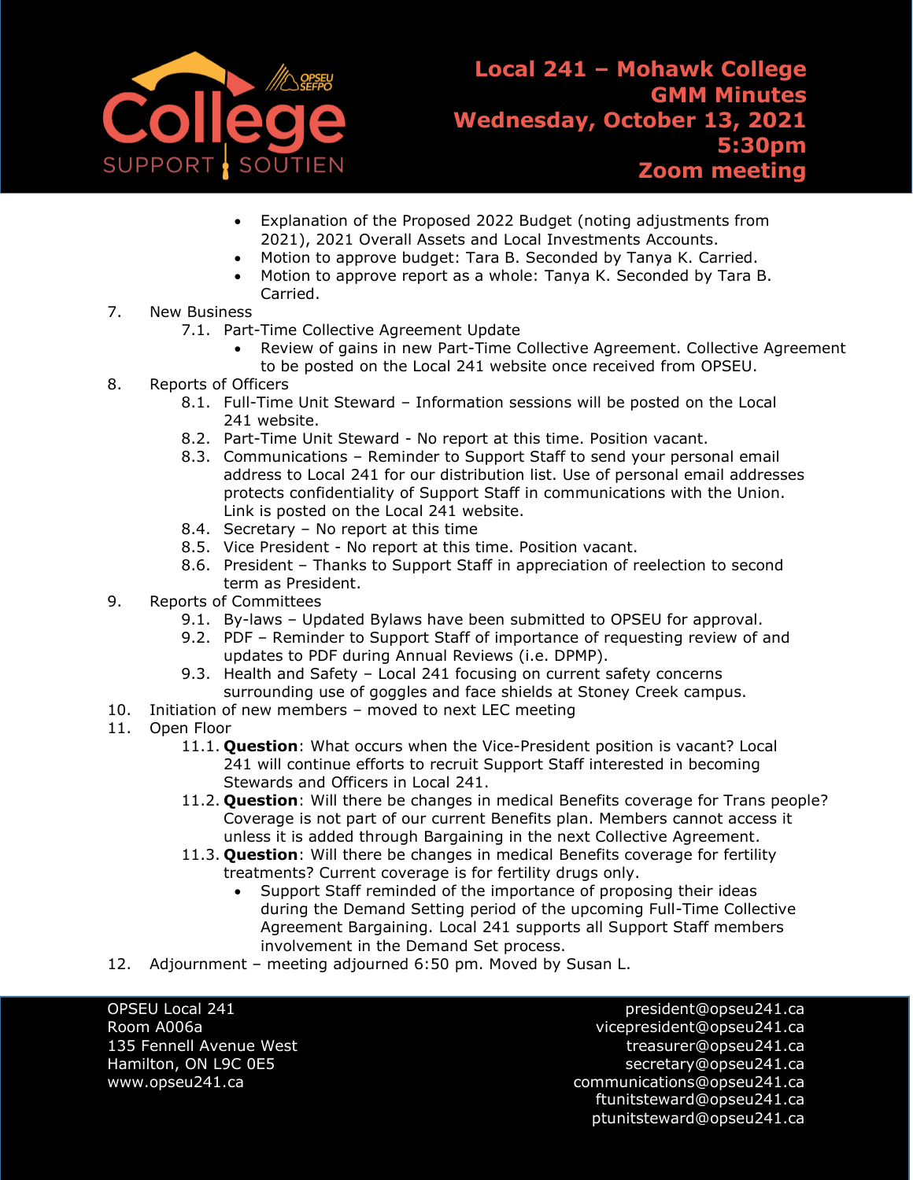- Explanation of the Proposed 2022 Budget (noting adjustments from 2021), 2021 Overall Assets and Local Investments Accounts.
- Motion to approve budget: Tara B. Seconded by Tanya K. Carried.
- Motion to approve report as a whole: Tanya K. Seconded by Tara B. Carried.

7. New Business
   - 7.1. Part-Time Collective Agreement Update
     - Review of gains in new Part-Time Collective Agreement. Collective Agreement to be posted on the Local 241 website once received from OPSEU.
8. Reports of Officers
   - 8.1. Full-Time Unit Steward – Information sessions will be posted on the Local 241 website.
   - 8.2. Part-Time Unit Steward - No report at this time. Position vacant.
   - 8.3. Communications – Reminder to Support Staff to send your personal email address to Local 241 for our distribution list. Use of personal email addresses protects confidentiality of Support Staff in communications with the Union. Link is posted on the Local 241 website.
   - 8.4. Secretary – No report at this time
   - 8.5. Vice President - No report at this time. Position vacant.
   - 8.6. President – Thanks to Support Staff in appreciation of reelection to second term as President.
9. Reports of Committees
   - 9.1. By-laws – Updated Bylaws have been submitted to OPSEU for approval.
   - 9.2. PDF – Reminder to Support Staff of importance of requesting review of and updates to PDF during Annual Reviews (i.e. DPMP).
   - 9.3. Health and Safety – Local 241 focusing on current safety concerns surrounding use of goggles and face shields at Stoney Creek campus.
10. Initiation of new members – moved to next LEC meeting
11. Open Floor
    - 11.1. **Question**: What occurs when the Vice-President position is vacant? Local 241 will continue efforts to recruit Support Staff interested in becoming Stewards and Officers in Local 241.
    - 11.2. **Question**: Will there be changes in medical Benefits coverage for Trans people? Coverage is not part of our current Benefits plan. Members cannot access it unless it is added through Bargaining in the next Collective Agreement.
    - 11.3. **Question**: Will there be changes in medical Benefits coverage for fertility treatments? Current coverage is for fertility drugs only.
      - Support Staff reminded of the importance of proposing their ideas during the Demand Setting period of the upcoming Full-Time Collective Agreement Bargaining. Local 241 supports all Support Staff members involvement in the Demand Set process.
12. Adjournment – meeting adjourned 6:50 pm. Moved by Susan L.